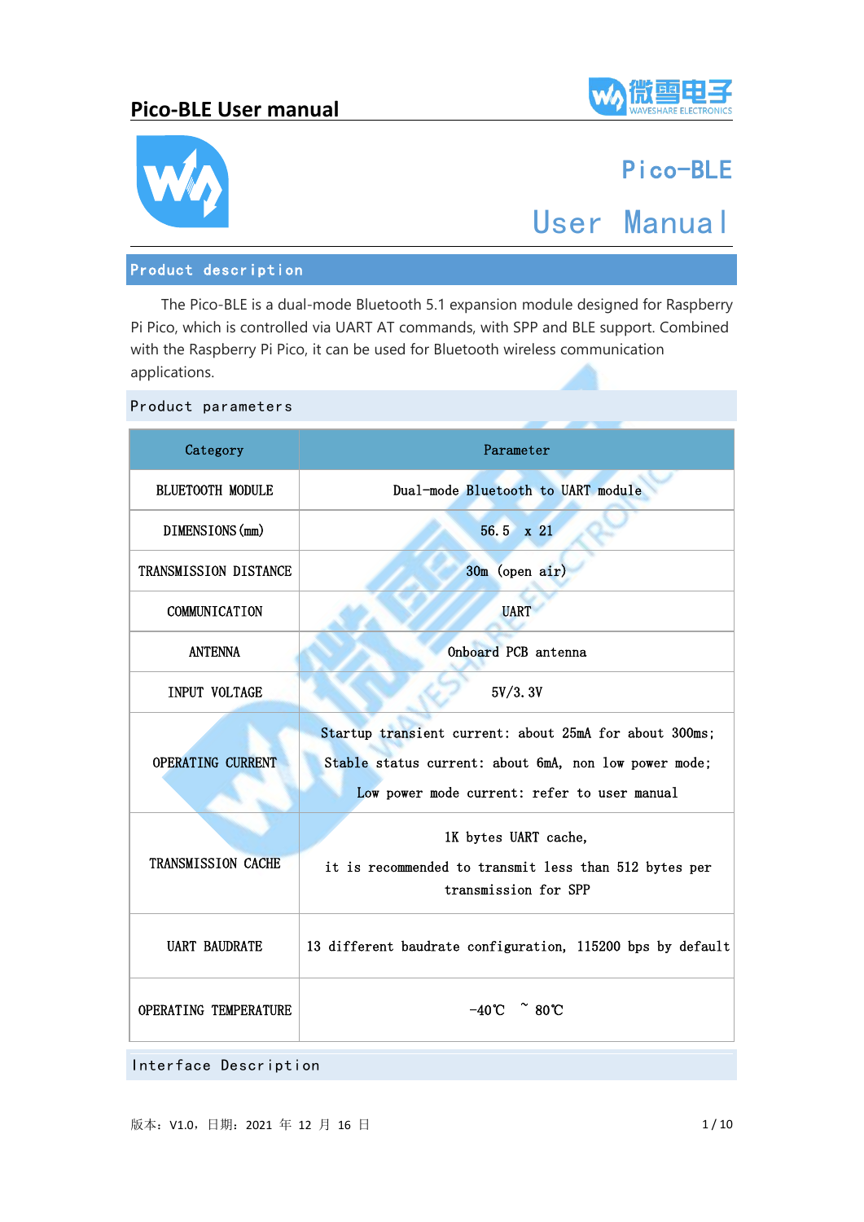# Pico-BLE User Manual

## Product description

The Pico-BLE is a dual-mode Bluetooth 5.1 expansion module designed for Raspberry Pi Pico, which is controlled via UART AT commands, with SPP and BLE support. Combined with the Raspberry Pi Pico, it can be used for Bluetooth wireless communication applications.

### Product parameters

| Category | Parameter |
|---|---|
| BLUETOOTH MODULE | Dual-mode Bluetooth to UART module |
| DIMENSIONS(mm) | 56.5 x 21 |
| TRANSMISSION DISTANCE | 30m (open air) |
| COMMUNICATION | UART |
| ANTENNA | Onboard PCB antenna |
| INPUT VOLTAGE | 5V/3.3V |
| OPERATING CURRENT | Startup transient current: about 25mA for about 300ms;<br>Stable status current: about 6mA, non low power mode;<br>Low power mode current: refer to user manual |
| TRANSMISSION CACHE | 1K bytes UART cache,<br>it is recommended to transmit less than 512 bytes per transmission for SPP |
| UART BAUDRATE | 13 different baudrate configuration, 115200 bps by default |
| OPERATING TEMPERATURE | -40℃ ~ 80℃ |

### Interface Description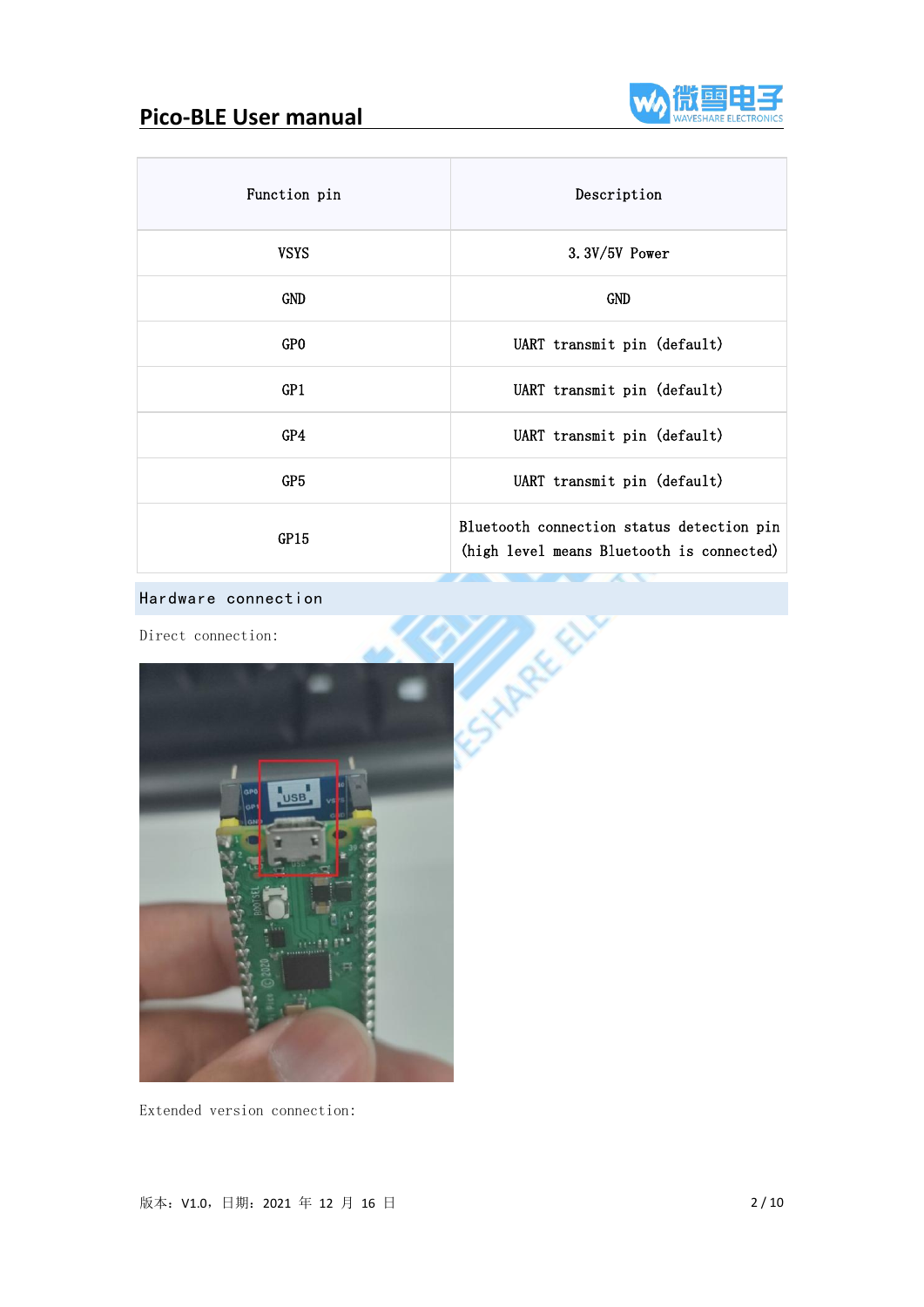| Function pin | Description |
| --- | --- |
| VSYS | 3.3V/5V Power |
| GND | GND |
| GP0 | UART transmit pin (default) |
| GP1 | UART transmit pin (default) |
| GP4 | UART transmit pin (default) |
| GP5 | UART transmit pin (default) |
| GP15 | Bluetooth connection status detection pin (high level means Bluetooth is connected) |

## Hardware connection

Direct connection:

Extended version connection: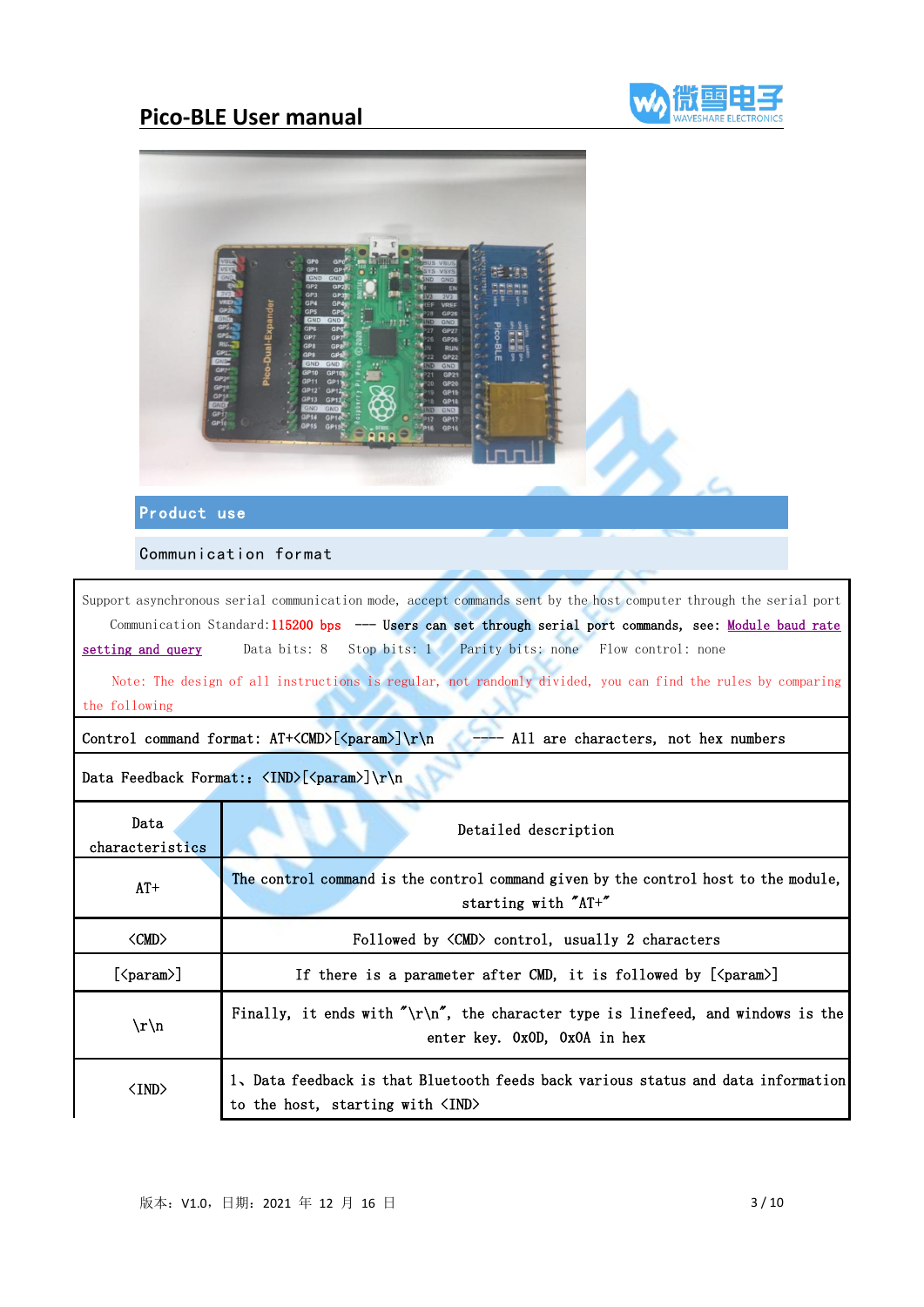## Product use

### Communication format

Support asynchronous serial communication mode, accept commands sent by the host computer through the serial port

Communication Standard: 115200 bps --- Users can set through serial port commands, see: Module baud rate setting and query  Data bits: 8  Stop bits: 1  Parity bits: none  Flow control: none

Note: The design of all instructions is regular, not randomly divided, you can find the rules by comparing the following

Control command format: AT+<CMD>[<param>]\r\n  ---- All are characters, not hex numbers

Data Feedback Format:: <IND>[<param>]\r\n

| Data characteristics | Detailed description |
|---|---|
| AT+ | The control command is the control command given by the control host to the module, starting with "AT+" |
| <CMD> | Followed by <CMD> control, usually 2 characters |
| [<param>] | If there is a parameter after CMD, it is followed by [<param>] |
| \r\n | Finally, it ends with "\r\n", the character type is linefeed, and windows is the enter key. 0x0D, 0x0A in hex |
| <IND> | 1、Data feedback is that Bluetooth feeds back various status and data information to the host, starting with <IND> |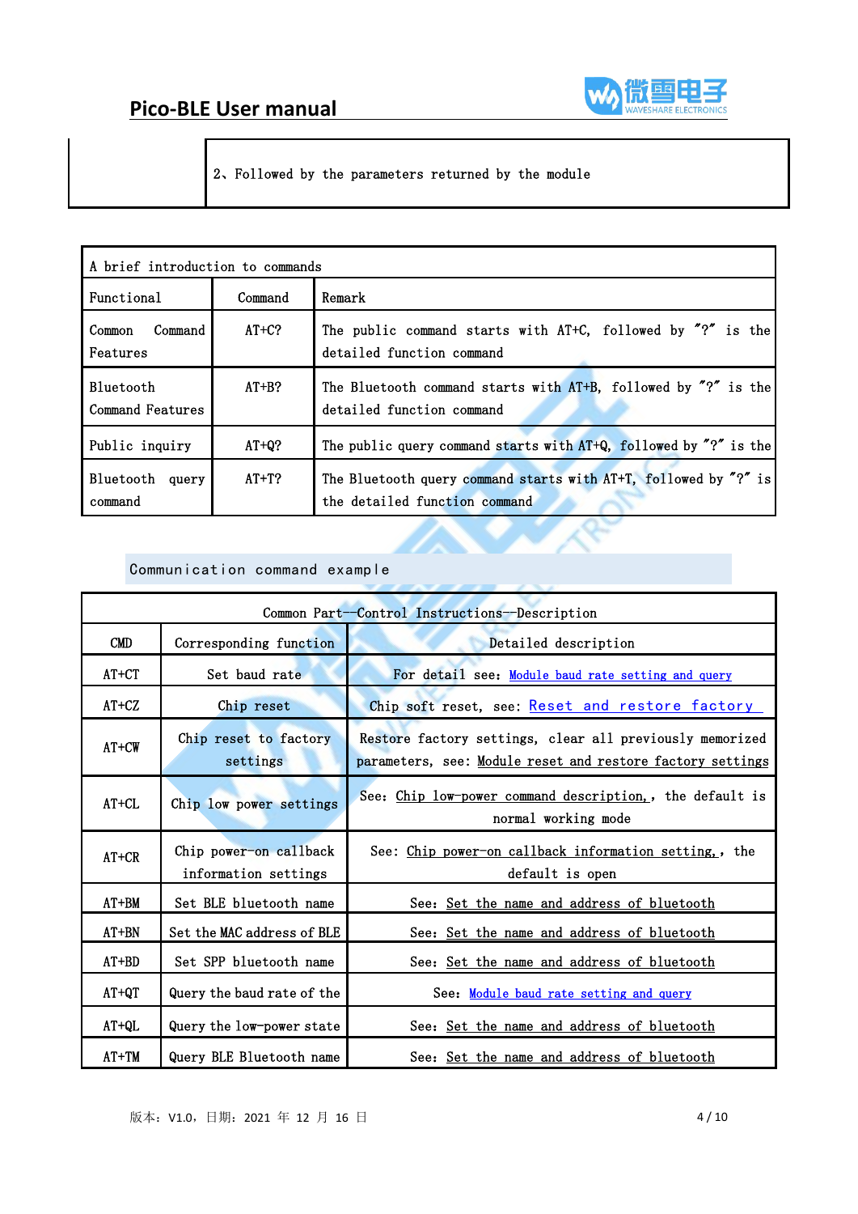| | 2、Followed by the parameters returned by the module |
|---|---|

| A brief introduction to commands | | |
|---|---|---|
| Functional | Command | Remark |
| Common Command Features | AT+C? | The public command starts with AT+C, followed by "?" is the detailed function command |
| Bluetooth Command Features | AT+B? | The Bluetooth command starts with AT+B, followed by "?" is the detailed function command |
| Public inquiry | AT+Q? | The public query command starts with AT+Q, followed by "?" is the |
| Bluetooth query command | AT+T? | The Bluetooth query command starts with AT+T, followed by "?" is the detailed function command |

## Communication command example

| Common Part--Control Instructions--Description | | |
|---|---|---|
| CMD | Corresponding function | Detailed description |
| AT+CT | Set baud rate | For detail see: Module baud rate setting and query |
| AT+CZ | Chip reset | Chip soft reset, see: Reset and restore factory |
| AT+CW | Chip reset to factory settings | Restore factory settings, clear all previously memorized parameters, see: Module reset and restore factory settings |
| AT+CL | Chip low power settings | See: Chip low-power command description, , the default is normal working mode |
| AT+CR | Chip power-on callback information settings | See: Chip power-on callback information setting, , the default is open |
| AT+BM | Set BLE bluetooth name | See: Set the name and address of bluetooth |
| AT+BN | Set the MAC address of BLE | See: Set the name and address of bluetooth |
| AT+BD | Set SPP bluetooth name | See: Set the name and address of bluetooth |
| AT+QT | Query the baud rate of the | See: Module baud rate setting and query |
| AT+QL | Query the low-power state | See: Set the name and address of bluetooth |
| AT+TM | Query BLE Bluetooth name | See: Set the name and address of bluetooth |

版本：V1.0，日期：2021 年 12 月 16 日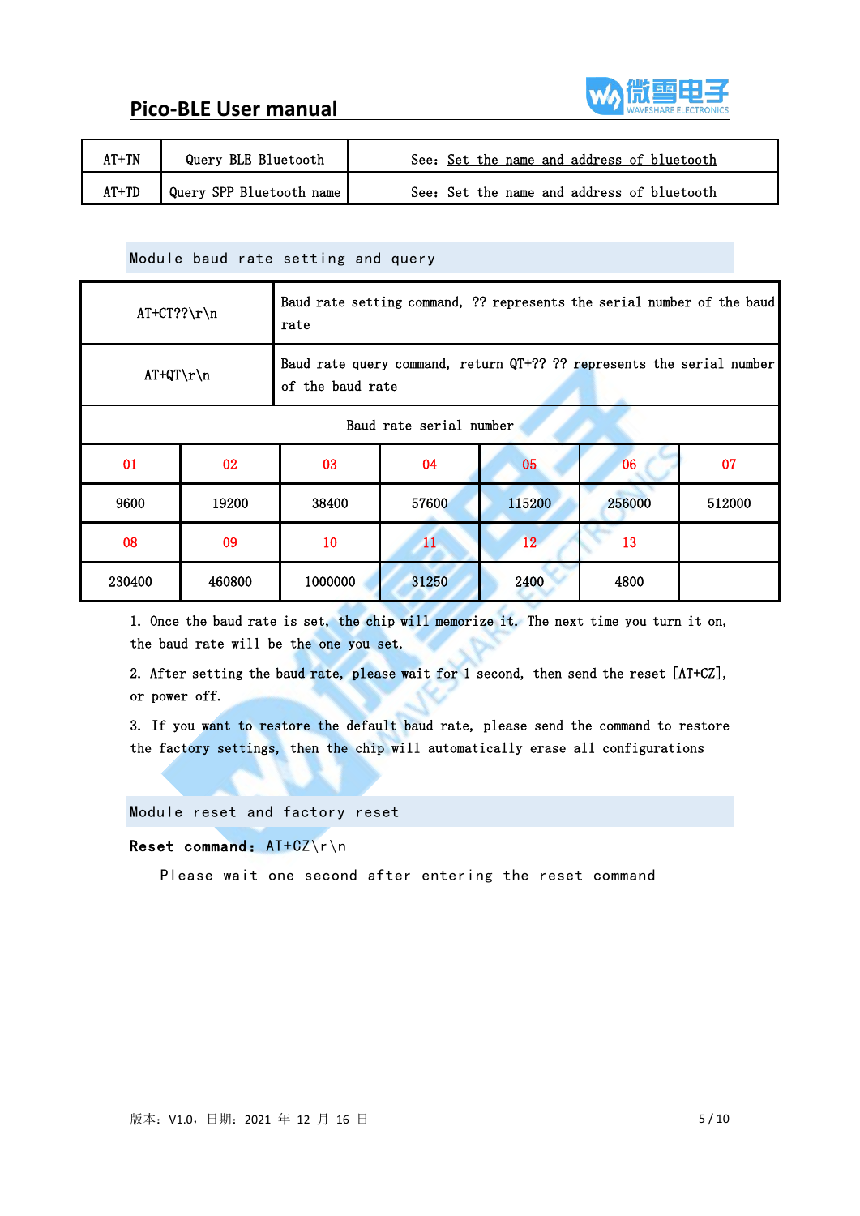| AT+TN | Query BLE Bluetooth | See: Set the name and address of bluetooth |
|---|---|---|
| AT+TD | Query SPP Bluetooth name | See: Set the name and address of bluetooth |

## Module baud rate setting and query

| AT+CT??\r\n | Baud rate setting command, ?? represents the serial number of the baud rate |
|---|---|
| AT+QT\r\n | Baud rate query command, return QT+?? ?? represents the serial number of the baud rate |

Baud rate serial number

| 01 | 02 | 03 | 04 | 05 | 06 | 07 |
|---|---|---|---|---|---|---|
| 9600 | 19200 | 38400 | 57600 | 115200 | 256000 | 512000 |
| 08 | 09 | 10 | 11 | 12 | 13 | |
| 230400 | 460800 | 1000000 | 31250 | 2400 | 4800 | |

1. Once the baud rate is set, the chip will memorize it. The next time you turn it on, the baud rate will be the one you set.

2. After setting the baud rate, please wait for 1 second, then send the reset [AT+CZ], or power off.

3. If you want to restore the default baud rate, please send the command to restore the factory settings, then the chip will automatically erase all configurations

## Module reset and factory reset

**Reset command:** AT+CZ\r\n

Please wait one second after entering the reset command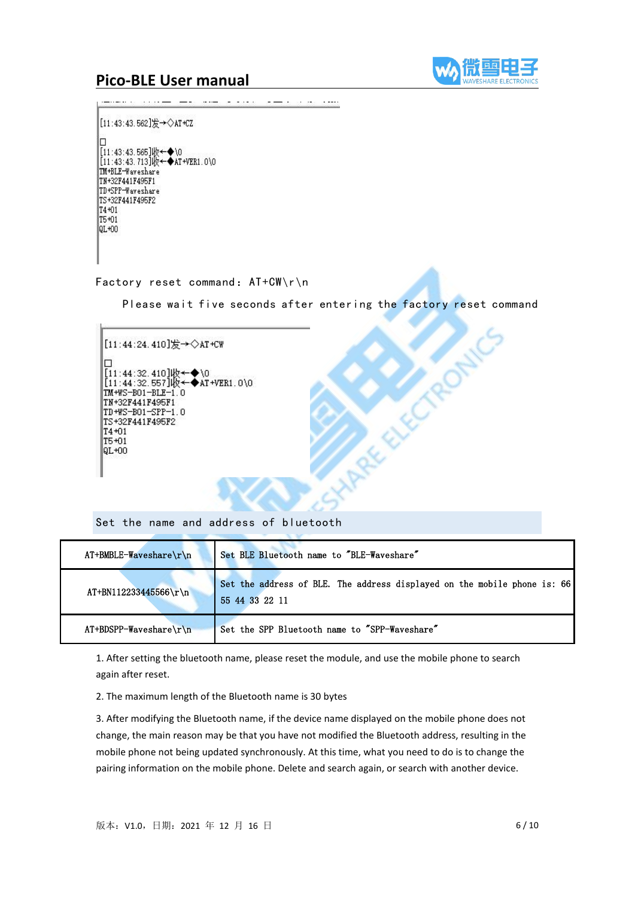```
[11:43:43.562]发→◇AT+CZ

□
[11:43:43.565]收←◆\0
[11:43:43.713]收←◆AT+VER1.0\0
TM+BLE-Waveshare
TN+32F441F495F1
TD+SPP-Waveshare
TS+32F441F495F2
T4+01
T5+01
QL+00
```

Factory reset command: AT+CW\r\n

Please wait five seconds after entering the factory reset command

```
[11:44:24.410]发→◇AT+CW

□
[11:44:32.410]收←◆\0
[11:44:32.557]收←◆AT+VER1.0\0
TM+WS-B01-BLE-1.0
TN+32F441F495F1
TD+WS-B01-SPP-1.0
TS+32F441F495F2
T4+01
T5+01
QL+00
```

## Set the name and address of bluetooth

| AT+BMBLE-Waveshare\r\n | Set BLE Bluetooth name to "BLE-Waveshare" |
|---|---|
| AT+BN112233445566\r\n | Set the address of BLE. The address displayed on the mobile phone is: 66 55 44 33 22 11 |
| AT+BDSPP-Waveshare\r\n | Set the SPP Bluetooth name to "SPP-Waveshare" |

1. After setting the bluetooth name, please reset the module, and use the mobile phone to search again after reset.

2. The maximum length of the Bluetooth name is 30 bytes

3. After modifying the Bluetooth name, if the device name displayed on the mobile phone does not change, the main reason may be that you have not modified the Bluetooth address, resulting in the mobile phone not being updated synchronously. At this time, what you need to do is to change the pairing information on the mobile phone. Delete and search again, or search with another device.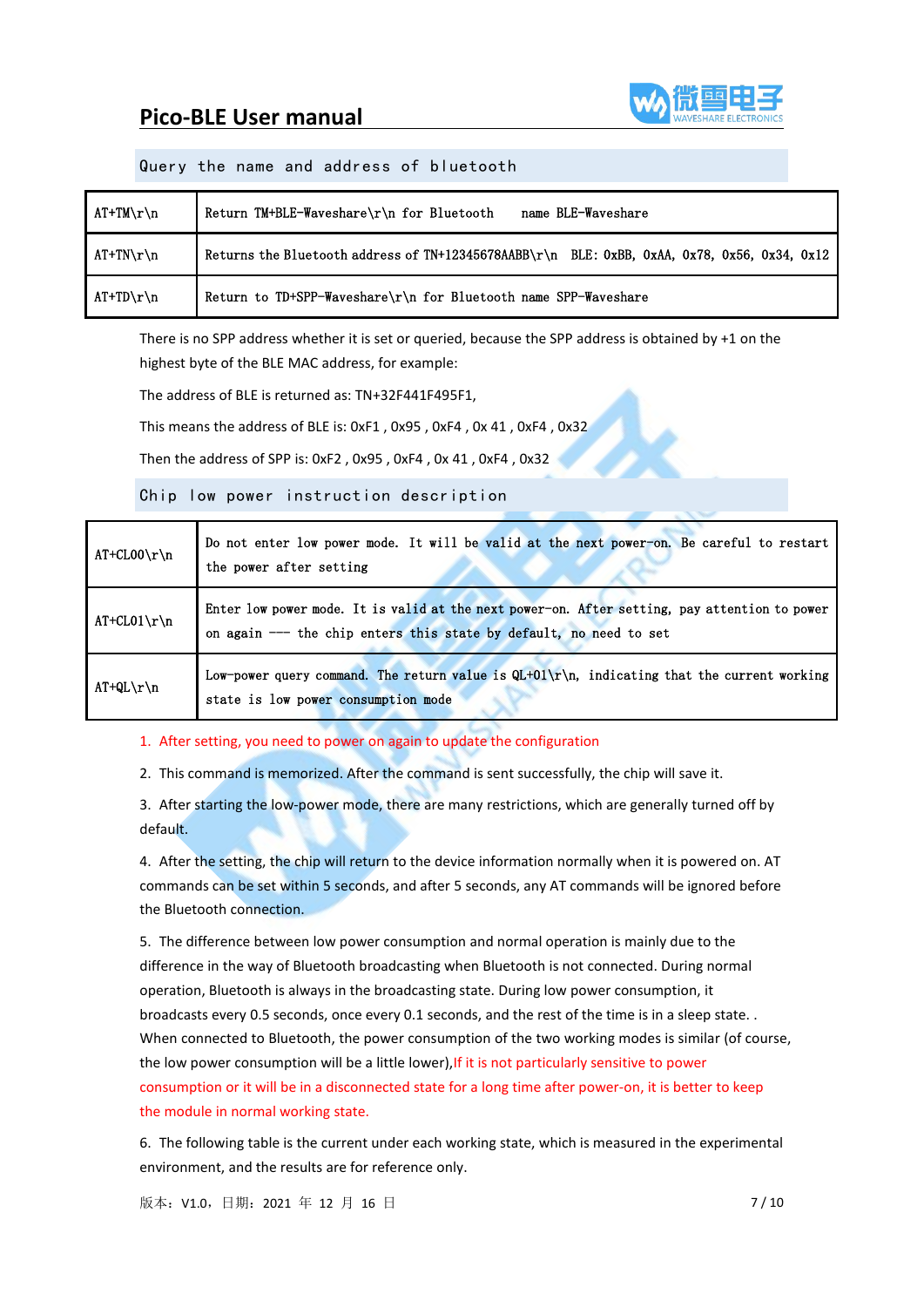## Query the name and address of bluetooth

| | |
|---|---|
| AT+TM\r\n | Return TM+BLE-Waveshare\r\n for Bluetooth name BLE-Waveshare |
| AT+TN\r\n | Returns the Bluetooth address of TN+12345678AABB\r\n BLE: 0xBB, 0xAA, 0x78, 0x56, 0x34, 0x12 |
| AT+TD\r\n | Return to TD+SPP-Waveshare\r\n for Bluetooth name SPP-Waveshare |

There is no SPP address whether it is set or queried, because the SPP address is obtained by +1 on the highest byte of the BLE MAC address, for example:

The address of BLE is returned as: TN+32F441F495F1,

This means the address of BLE is: 0xF1 , 0x95 , 0xF4 , 0x 41 , 0xF4 , 0x32

Then the address of SPP is: 0xF2 , 0x95 , 0xF4 , 0x 41 , 0xF4 , 0x32

## Chip low power instruction description

| | |
|---|---|
| AT+CL00\r\n | Do not enter low power mode. It will be valid at the next power-on. Be careful to restart the power after setting |
| AT+CL01\r\n | Enter low power mode. It is valid at the next power-on. After setting, pay attention to power on again --- the chip enters this state by default, no need to set |
| AT+QL\r\n | Low-power query command. The return value is QL+01\r\n, indicating that the current working state is low power consumption mode |

1. After setting, you need to power on again to update the configuration
2. This command is memorized. After the command is sent successfully, the chip will save it.
3. After starting the low-power mode, there are many restrictions, which are generally turned off by default.
4. After the setting, the chip will return to the device information normally when it is powered on. AT commands can be set within 5 seconds, and after 5 seconds, any AT commands will be ignored before the Bluetooth connection.
5. The difference between low power consumption and normal operation is mainly due to the difference in the way of Bluetooth broadcasting when Bluetooth is not connected. During normal operation, Bluetooth is always in the broadcasting state. During low power consumption, it broadcasts every 0.5 seconds, once every 0.1 seconds, and the rest of the time is in a sleep state. . When connected to Bluetooth, the power consumption of the two working modes is similar (of course, the low power consumption will be a little lower),If it is not particularly sensitive to power consumption or it will be in a disconnected state for a long time after power-on, it is better to keep the module in normal working state.
6. The following table is the current under each working state, which is measured in the experimental environment, and the results are for reference only.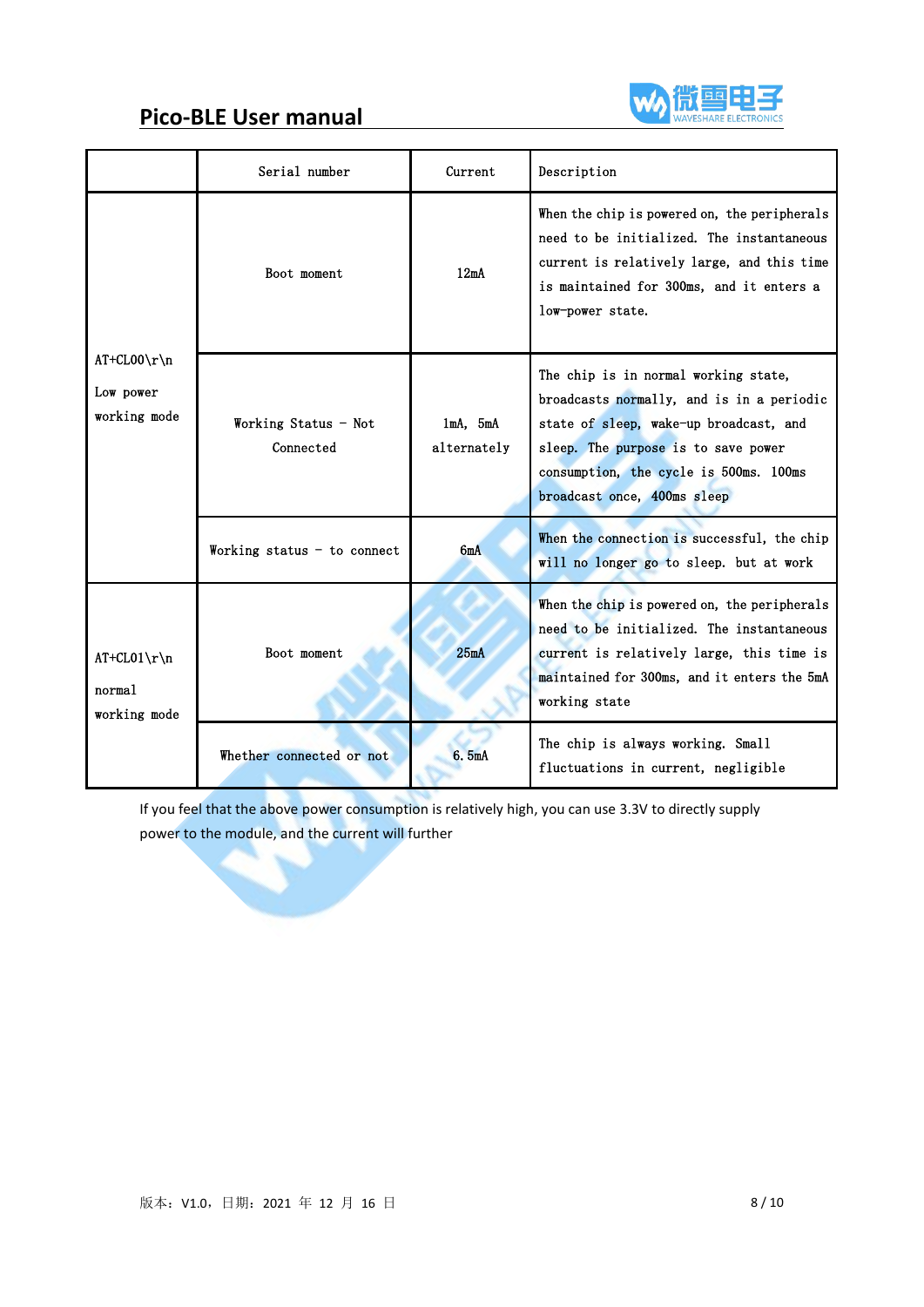| | Serial number | Current | Description |
|---|---|---|---|
| AT+CL00\r\n<br>Low power working mode | Boot moment | 12mA | When the chip is powered on, the peripherals need to be initialized. The instantaneous current is relatively large, and this time is maintained for 300ms, and it enters a low-power state. |
| | Working Status - Not Connected | 1mA, 5mA alternately | The chip is in normal working state, broadcasts normally, and is in a periodic state of sleep, wake-up broadcast, and sleep. The purpose is to save power consumption, the cycle is 500ms. 100ms broadcast once, 400ms sleep |
| | Working status - to connect | 6mA | When the connection is successful, the chip will no longer go to sleep. but at work |
| AT+CL01\r\n<br>normal working mode | Boot moment | 25mA | When the chip is powered on, the peripherals need to be initialized. The instantaneous current is relatively large, this time is maintained for 300ms, and it enters the 5mA working state |
| | Whether connected or not | 6.5mA | The chip is always working. Small fluctuations in current, negligible |

If you feel that the above power consumption is relatively high, you can use 3.3V to directly supply power to the module, and the current will further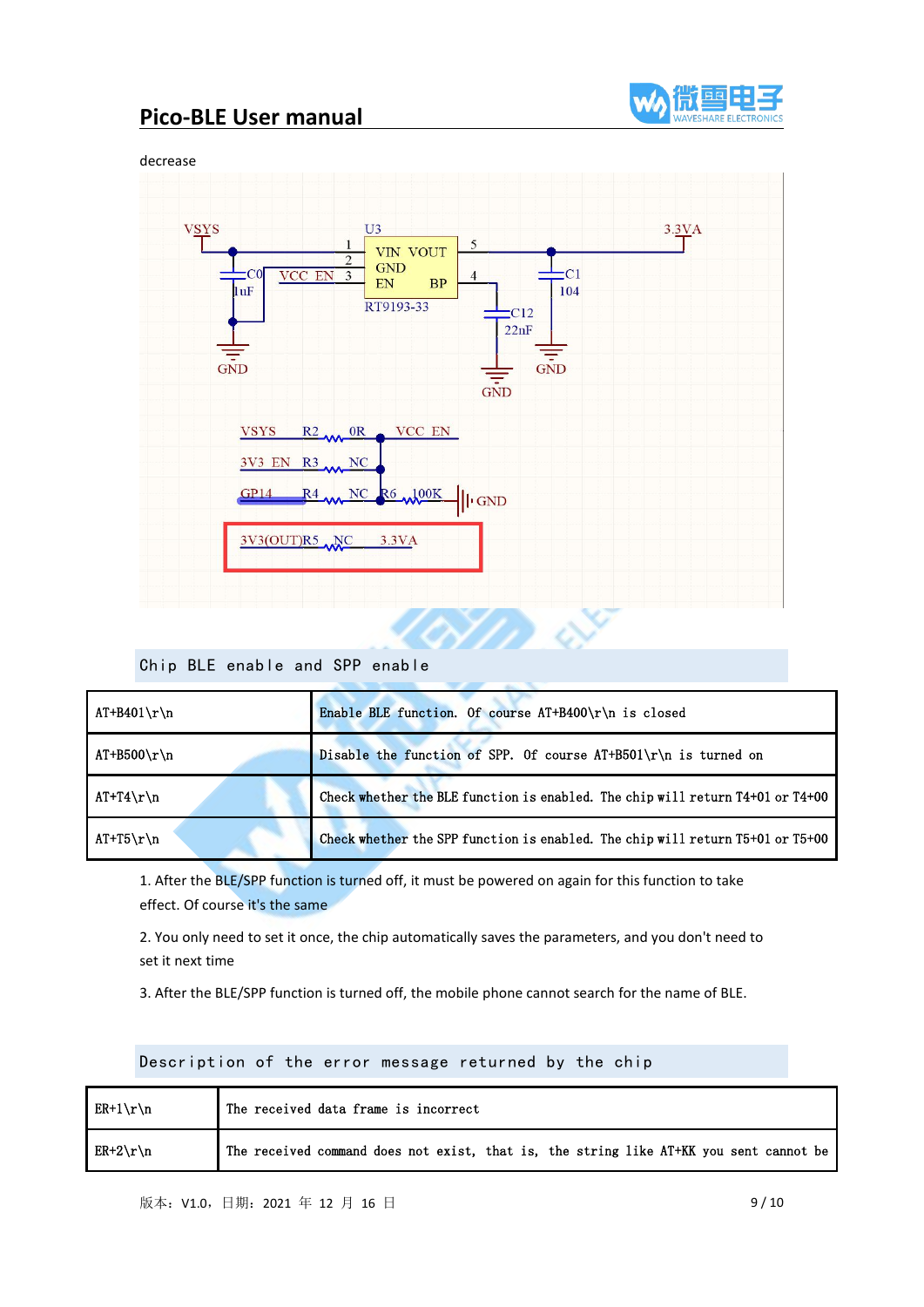decrease

VSYS　U3　3.3VA

1 VIN VOUT 5
2 GND
3 EN BP 4

C0 1uF　VCC_EN　RT9193-33　C12 22nF　C1 104

GND　GND　GND

VSYS R2 0R VCC_EN

3V3_EN R3 NC

GP14 R4 NC R6 100K GND

3V3(OUT) R5 NC 3.3VA

## Chip BLE enable and SPP enable

| AT+B401\r\n | Enable BLE function. Of course AT+B400\r\n is closed |
|---|---|
| AT+B500\r\n | Disable the function of SPP. Of course AT+B501\r\n is turned on |
| AT+T4\r\n | Check whether the BLE function is enabled. The chip will return T4+01 or T4+00 |
| AT+T5\r\n | Check whether the SPP function is enabled. The chip will return T5+01 or T5+00 |

1. After the BLE/SPP function is turned off, it must be powered on again for this function to take effect. Of course it's the same

2. You only need to set it once, the chip automatically saves the parameters, and you don't need to set it next time

3. After the BLE/SPP function is turned off, the mobile phone cannot search for the name of BLE.

## Description of the error message returned by the chip

| ER+1\r\n | The received data frame is incorrect |
|---|---|
| ER+2\r\n | The received command does not exist, that is, the string like AT+KK you sent cannot be |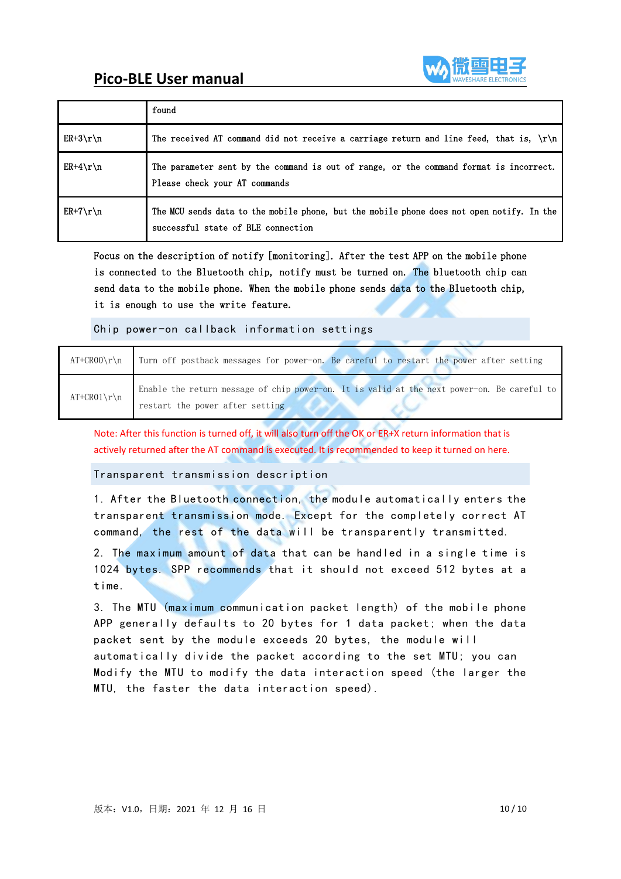| | |
|---|---|
| | found |
| ER+3\r\n | The received AT command did not receive a carriage return and line feed, that is, \r\n |
| ER+4\r\n | The parameter sent by the command is out of range, or the command format is incorrect. Please check your AT commands |
| ER+7\r\n | The MCU sends data to the mobile phone, but the mobile phone does not open notify. In the successful state of BLE connection |

Focus on the description of notify [monitoring]. After the test APP on the mobile phone is connected to the Bluetooth chip, notify must be turned on. The bluetooth chip can send data to the mobile phone. When the mobile phone sends data to the Bluetooth chip, it is enough to use the write feature.

## Chip power-on callback information settings

| | |
|---|---|
| AT+CR00\r\n | Turn off postback messages for power-on. Be careful to restart the power after setting |
| AT+CR01\r\n | Enable the return message of chip power-on. It is valid at the next power-on. Be careful to restart the power after setting |

Note: After this function is turned off, it will also turn off the OK or ER+X return information that is actively returned after the AT command is executed. It is recommended to keep it turned on here.

## Transparent transmission description

1. After the Bluetooth connection, the module automatically enters the transparent transmission mode. Except for the completely correct AT command, the rest of the data will be transparently transmitted.

2. The maximum amount of data that can be handled in a single time is 1024 bytes. SPP recommends that it should not exceed 512 bytes at a time.

3. The MTU (maximum communication packet length) of the mobile phone APP generally defaults to 20 bytes for 1 data packet; when the data packet sent by the module exceeds 20 bytes, the module will automatically divide the packet according to the set MTU; you can Modify the MTU to modify the data interaction speed (the larger the MTU, the faster the data interaction speed).